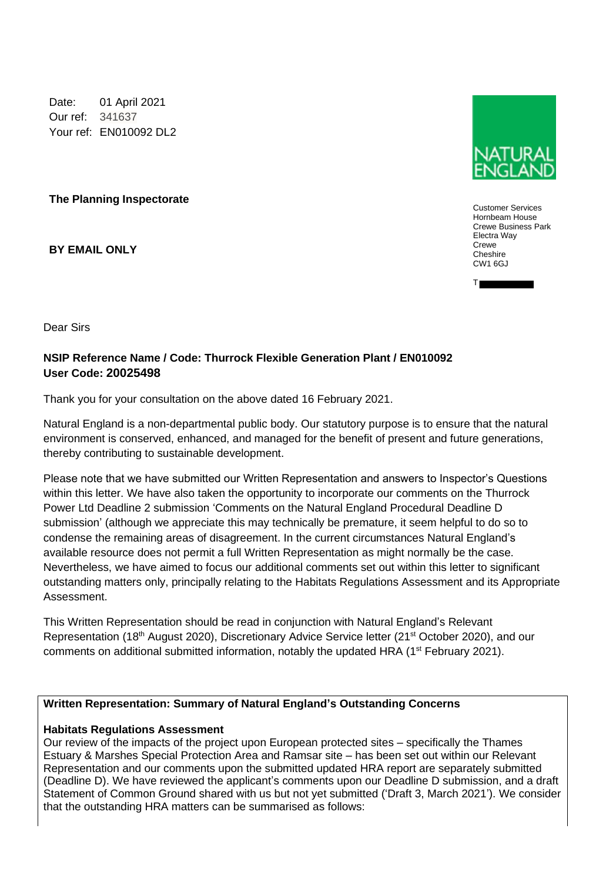Date: 01 April 2021
Our ref: 341637
Your ref: EN010092 DL2

**The Planning Inspectorate**

**BY EMAIL ONLY**

Customer Services
Hornbeam House
Crewe Business Park
Electra Way
Crewe
Cheshire
CW1 6GJ

T

Dear Sirs

**NSIP Reference Name / Code: Thurrock Flexible Generation Plant / EN010092**
**User Code: 20025498**

Thank you for your consultation on the above dated 16 February 2021.

Natural England is a non-departmental public body. Our statutory purpose is to ensure that the natural environment is conserved, enhanced, and managed for the benefit of present and future generations, thereby contributing to sustainable development.

Please note that we have submitted our Written Representation and answers to Inspector's Questions within this letter. We have also taken the opportunity to incorporate our comments on the Thurrock Power Ltd Deadline 2 submission 'Comments on the Natural England Procedural Deadline D submission' (although we appreciate this may technically be premature, it seem helpful to do so to condense the remaining areas of disagreement. In the current circumstances Natural England's available resource does not permit a full Written Representation as might normally be the case. Nevertheless, we have aimed to focus our additional comments set out within this letter to significant outstanding matters only, principally relating to the Habitats Regulations Assessment and its Appropriate Assessment.

This Written Representation should be read in conjunction with Natural England's Relevant Representation (18th August 2020), Discretionary Advice Service letter (21st October 2020), and our comments on additional submitted information, notably the updated HRA (1st February 2021).

**Written Representation: Summary of Natural England's Outstanding Concerns**

**Habitats Regulations Assessment**

Our review of the impacts of the project upon European protected sites – specifically the Thames Estuary & Marshes Special Protection Area and Ramsar site – has been set out within our Relevant Representation and our comments upon the submitted updated HRA report are separately submitted (Deadline D). We have reviewed the applicant's comments upon our Deadline D submission, and a draft Statement of Common Ground shared with us but not yet submitted ('Draft 3, March 2021'). We consider that the outstanding HRA matters can be summarised as follows: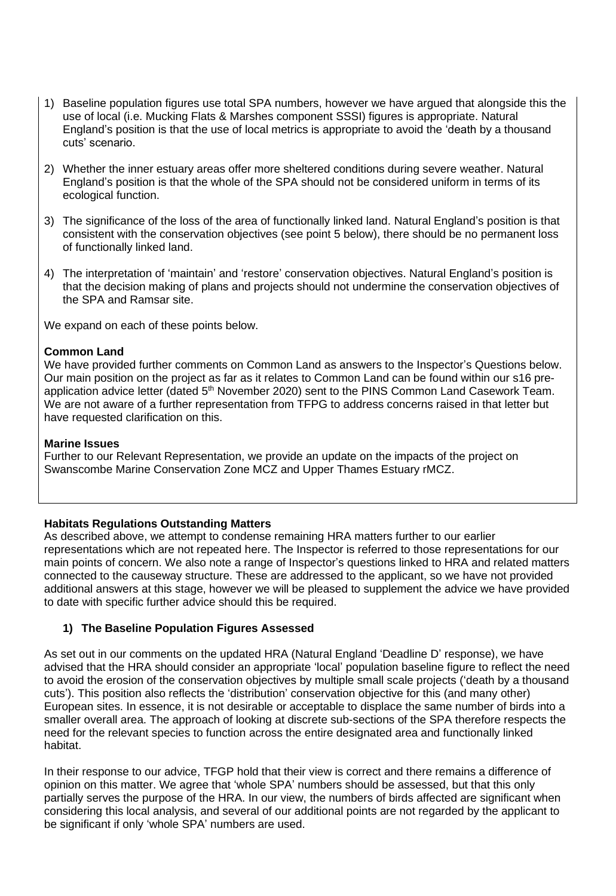1) Baseline population figures use total SPA numbers, however we have argued that alongside this the use of local (i.e. Mucking Flats & Marshes component SSSI) figures is appropriate. Natural England's position is that the use of local metrics is appropriate to avoid the 'death by a thousand cuts' scenario.

2) Whether the inner estuary areas offer more sheltered conditions during severe weather. Natural England's position is that the whole of the SPA should not be considered uniform in terms of its ecological function.

3) The significance of the loss of the area of functionally linked land. Natural England's position is that consistent with the conservation objectives (see point 5 below), there should be no permanent loss of functionally linked land.

4) The interpretation of 'maintain' and 'restore' conservation objectives. Natural England's position is that the decision making of plans and projects should not undermine the conservation objectives of the SPA and Ramsar site.

We expand on each of these points below.

**Common Land**

We have provided further comments on Common Land as answers to the Inspector's Questions below. Our main position on the project as far as it relates to Common Land can be found within our s16 pre-application advice letter (dated 5th November 2020) sent to the PINS Common Land Casework Team. We are not aware of a further representation from TFPG to address concerns raised in that letter but have requested clarification on this.

**Marine Issues**

Further to our Relevant Representation, we provide an update on the impacts of the project on Swanscombe Marine Conservation Zone MCZ and Upper Thames Estuary rMCZ.

**Habitats Regulations Outstanding Matters**

As described above, we attempt to condense remaining HRA matters further to our earlier representations which are not repeated here. The Inspector is referred to those representations for our main points of concern. We also note a range of Inspector's questions linked to HRA and related matters connected to the causeway structure. These are addressed to the applicant, so we have not provided additional answers at this stage, however we will be pleased to supplement the advice we have provided to date with specific further advice should this be required.

**1) The Baseline Population Figures Assessed**

As set out in our comments on the updated HRA (Natural England 'Deadline D' response), we have advised that the HRA should consider an appropriate 'local' population baseline figure to reflect the need to avoid the erosion of the conservation objectives by multiple small scale projects ('death by a thousand cuts'). This position also reflects the 'distribution' conservation objective for this (and many other) European sites. In essence, it is not desirable or acceptable to displace the same number of birds into a smaller overall area. The approach of looking at discrete sub-sections of the SPA therefore respects the need for the relevant species to function across the entire designated area and functionally linked habitat.

In their response to our advice, TFGP hold that their view is correct and there remains a difference of opinion on this matter. We agree that 'whole SPA' numbers should be assessed, but that this only partially serves the purpose of the HRA. In our view, the numbers of birds affected are significant when considering this local analysis, and several of our additional points are not regarded by the applicant to be significant if only 'whole SPA' numbers are used.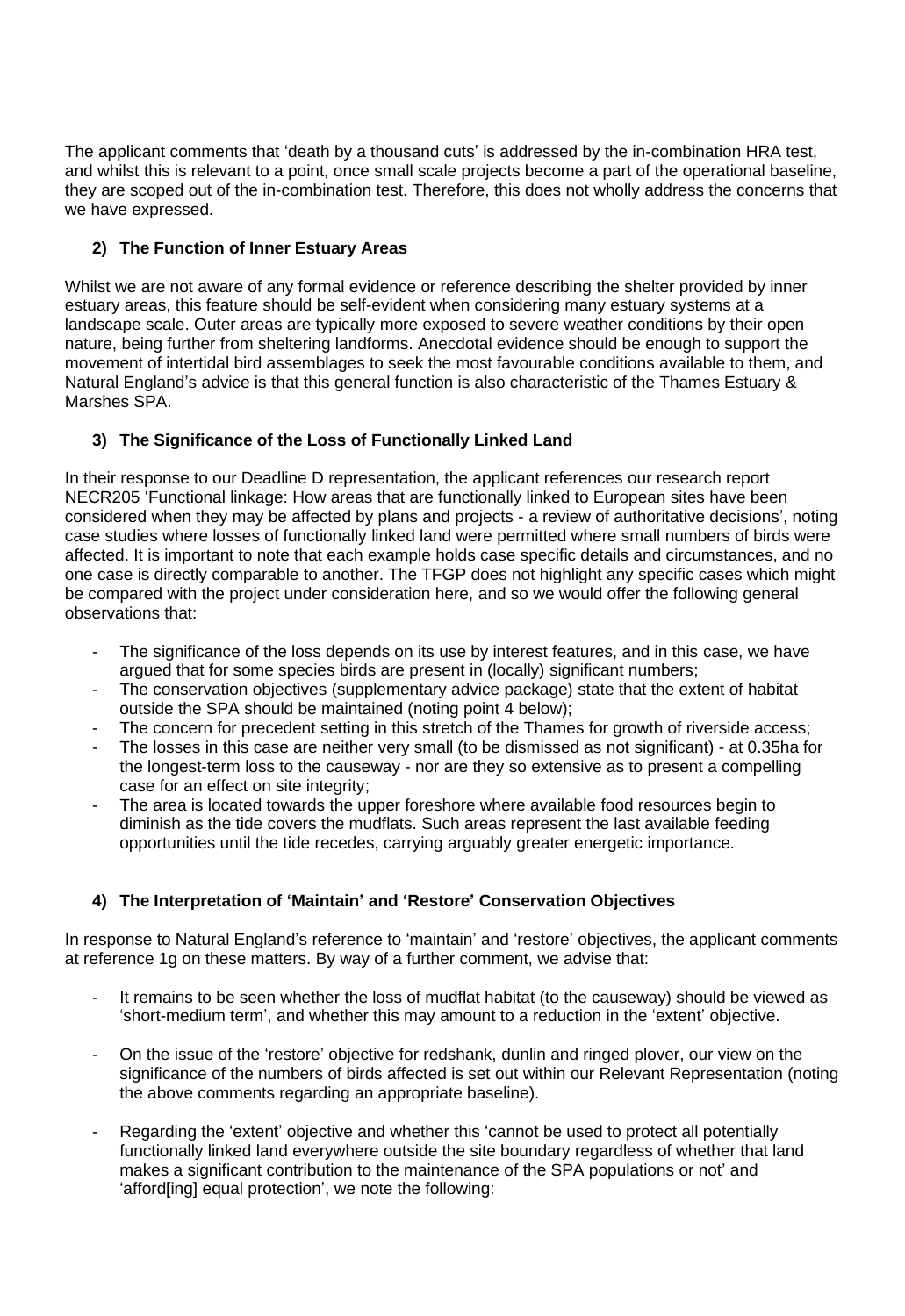The applicant comments that 'death by a thousand cuts' is addressed by the in-combination HRA test, and whilst this is relevant to a point, once small scale projects become a part of the operational baseline, they are scoped out of the in-combination test. Therefore, this does not wholly address the concerns that we have expressed.

### 2) The Function of Inner Estuary Areas

Whilst we are not aware of any formal evidence or reference describing the shelter provided by inner estuary areas, this feature should be self-evident when considering many estuary systems at a landscape scale. Outer areas are typically more exposed to severe weather conditions by their open nature, being further from sheltering landforms. Anecdotal evidence should be enough to support the movement of intertidal bird assemblages to seek the most favourable conditions available to them, and Natural England's advice is that this general function is also characteristic of the Thames Estuary & Marshes SPA.

### 3) The Significance of the Loss of Functionally Linked Land

In their response to our Deadline D representation, the applicant references our research report NECR205 'Functional linkage: How areas that are functionally linked to European sites have been considered when they may be affected by plans and projects - a review of authoritative decisions', noting case studies where losses of functionally linked land were permitted where small numbers of birds were affected. It is important to note that each example holds case specific details and circumstances, and no one case is directly comparable to another. The TFGP does not highlight any specific cases which might be compared with the project under consideration here, and so we would offer the following general observations that:

- The significance of the loss depends on its use by interest features, and in this case, we have argued that for some species birds are present in (locally) significant numbers;
- The conservation objectives (supplementary advice package) state that the extent of habitat outside the SPA should be maintained (noting point 4 below);
- The concern for precedent setting in this stretch of the Thames for growth of riverside access;
- The losses in this case are neither very small (to be dismissed as not significant) - at 0.35ha for the longest-term loss to the causeway - nor are they so extensive as to present a compelling case for an effect on site integrity;
- The area is located towards the upper foreshore where available food resources begin to diminish as the tide covers the mudflats. Such areas represent the last available feeding opportunities until the tide recedes, carrying arguably greater energetic importance.

### 4) The Interpretation of 'Maintain' and 'Restore' Conservation Objectives

In response to Natural England's reference to 'maintain' and 'restore' objectives, the applicant comments at reference 1g on these matters. By way of a further comment, we advise that:

- It remains to be seen whether the loss of mudflat habitat (to the causeway) should be viewed as 'short-medium term', and whether this may amount to a reduction in the 'extent' objective.

- On the issue of the 'restore' objective for redshank, dunlin and ringed plover, our view on the significance of the numbers of birds affected is set out within our Relevant Representation (noting the above comments regarding an appropriate baseline).

- Regarding the 'extent' objective and whether this 'cannot be used to protect all potentially functionally linked land everywhere outside the site boundary regardless of whether that land makes a significant contribution to the maintenance of the SPA populations or not' and 'afford[ing] equal protection', we note the following: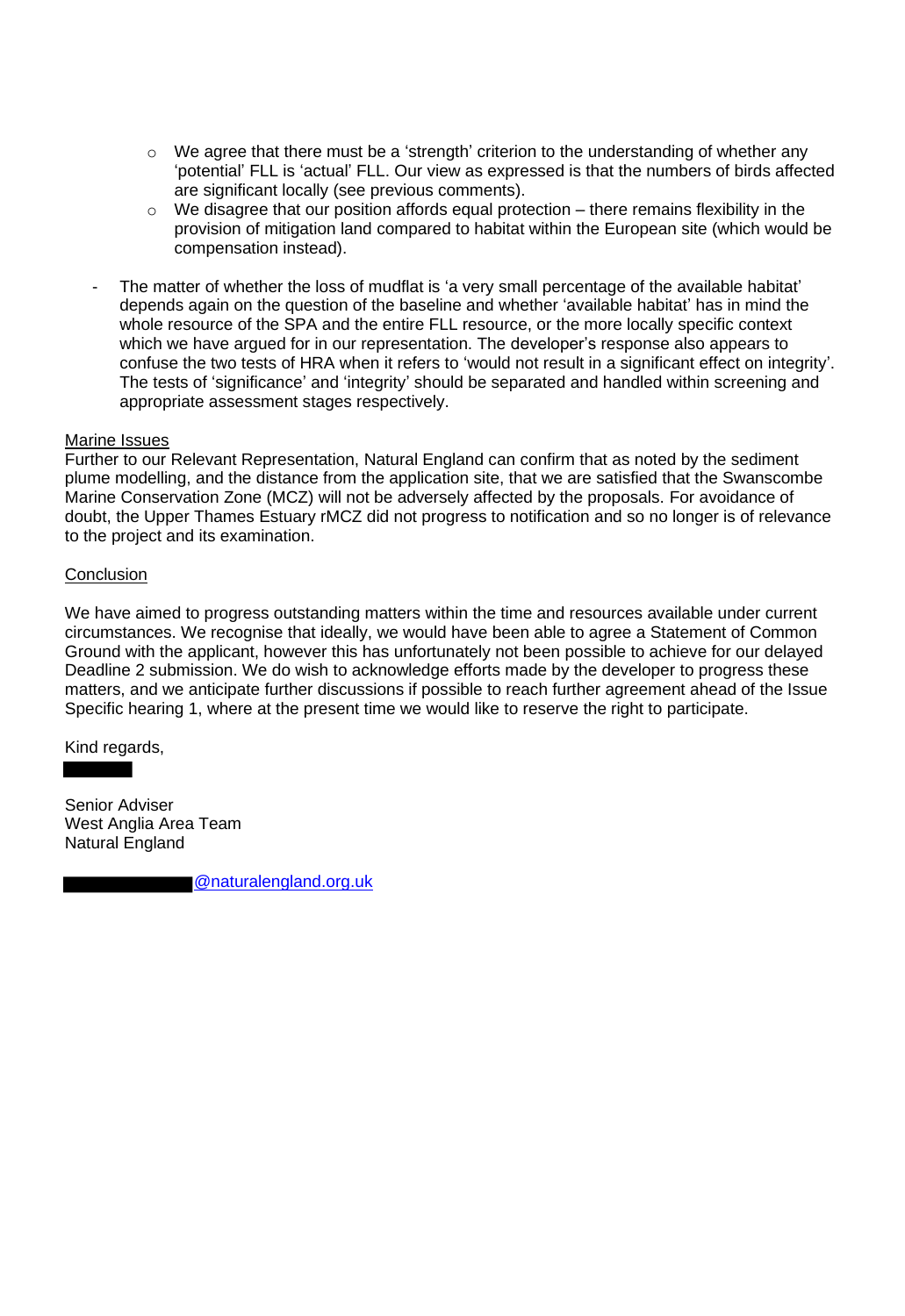- We agree that there must be a 'strength' criterion to the understanding of whether any 'potential' FLL is 'actual' FLL. Our view as expressed is that the numbers of birds affected are significant locally (see previous comments).
    - We disagree that our position affords equal protection – there remains flexibility in the provision of mitigation land compared to habitat within the European site (which would be compensation instead).

- The matter of whether the loss of mudflat is 'a very small percentage of the available habitat' depends again on the question of the baseline and whether 'available habitat' has in mind the whole resource of the SPA and the entire FLL resource, or the more locally specific context which we have argued for in our representation. The developer's response also appears to confuse the two tests of HRA when it refers to 'would not result in a significant effect on integrity'. The tests of 'significance' and 'integrity' should be separated and handled within screening and appropriate assessment stages respectively.

<u>Marine Issues</u>

Further to our Relevant Representation, Natural England can confirm that as noted by the sediment plume modelling, and the distance from the application site, that we are satisfied that the Swanscombe Marine Conservation Zone (MCZ) will not be adversely affected by the proposals. For avoidance of doubt, the Upper Thames Estuary rMCZ did not progress to notification and so no longer is of relevance to the project and its examination.

<u>Conclusion</u>

We have aimed to progress outstanding matters within the time and resources available under current circumstances. We recognise that ideally, we would have been able to agree a Statement of Common Ground with the applicant, however this has unfortunately not been possible to achieve for our delayed Deadline 2 submission. We do wish to acknowledge efforts made by the developer to progress these matters, and we anticipate further discussions if possible to reach further agreement ahead of the Issue Specific hearing 1, where at the present time we would like to reserve the right to participate.

Kind regards,

Senior Adviser
West Anglia Area Team
Natural England

@naturalengland.org.uk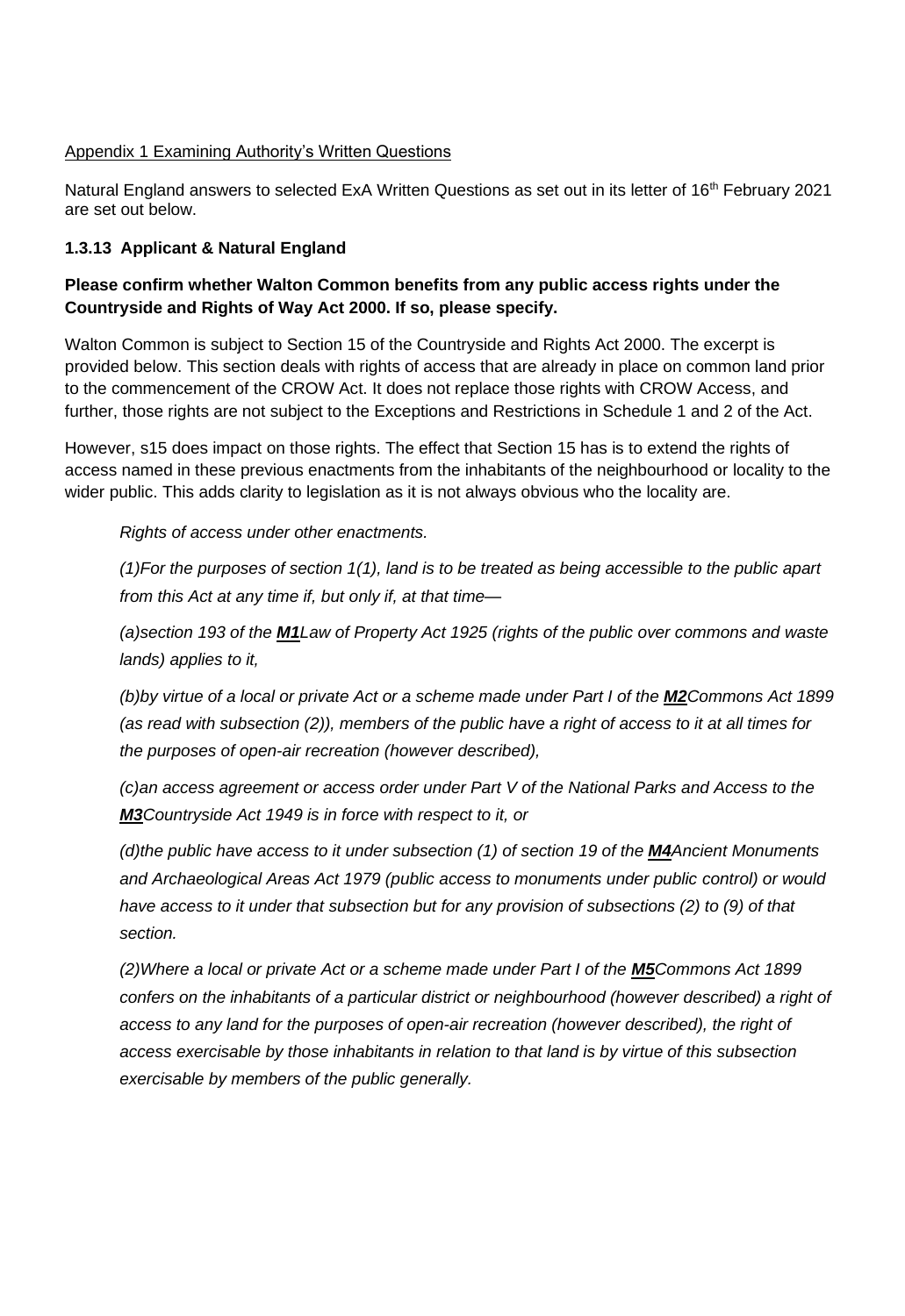Appendix 1 Examining Authority's Written Questions

Natural England answers to selected ExA Written Questions as set out in its letter of 16th February 2021 are set out below.

**1.3.13 Applicant & Natural England**

**Please confirm whether Walton Common benefits from any public access rights under the Countryside and Rights of Way Act 2000. If so, please specify.**

Walton Common is subject to Section 15 of the Countryside and Rights Act 2000. The excerpt is provided below. This section deals with rights of access that are already in place on common land prior to the commencement of the CROW Act. It does not replace those rights with CROW Access, and further, those rights are not subject to the Exceptions and Restrictions in Schedule 1 and 2 of the Act.

However, s15 does impact on those rights. The effect that Section 15 has is to extend the rights of access named in these previous enactments from the inhabitants of the neighbourhood or locality to the wider public. This adds clarity to legislation as it is not always obvious who the locality are.

> *Rights of access under other enactments.*
>
> *(1)For the purposes of section 1(1), land is to be treated as being accessible to the public apart from this Act at any time if, but only if, at that time—*
>
> *(a)section 193 of the **M1**Law of Property Act 1925 (rights of the public over commons and waste lands) applies to it,*
>
> *(b)by virtue of a local or private Act or a scheme made under Part I of the **M2**Commons Act 1899 (as read with subsection (2)), members of the public have a right of access to it at all times for the purposes of open-air recreation (however described),*
>
> *(c)an access agreement or access order under Part V of the National Parks and Access to the **M3**Countryside Act 1949 is in force with respect to it, or*
>
> *(d)the public have access to it under subsection (1) of section 19 of the **M4**Ancient Monuments and Archaeological Areas Act 1979 (public access to monuments under public control) or would have access to it under that subsection but for any provision of subsections (2) to (9) of that section.*
>
> *(2)Where a local or private Act or a scheme made under Part I of the **M5**Commons Act 1899 confers on the inhabitants of a particular district or neighbourhood (however described) a right of access to any land for the purposes of open-air recreation (however described), the right of access exercisable by those inhabitants in relation to that land is by virtue of this subsection exercisable by members of the public generally.*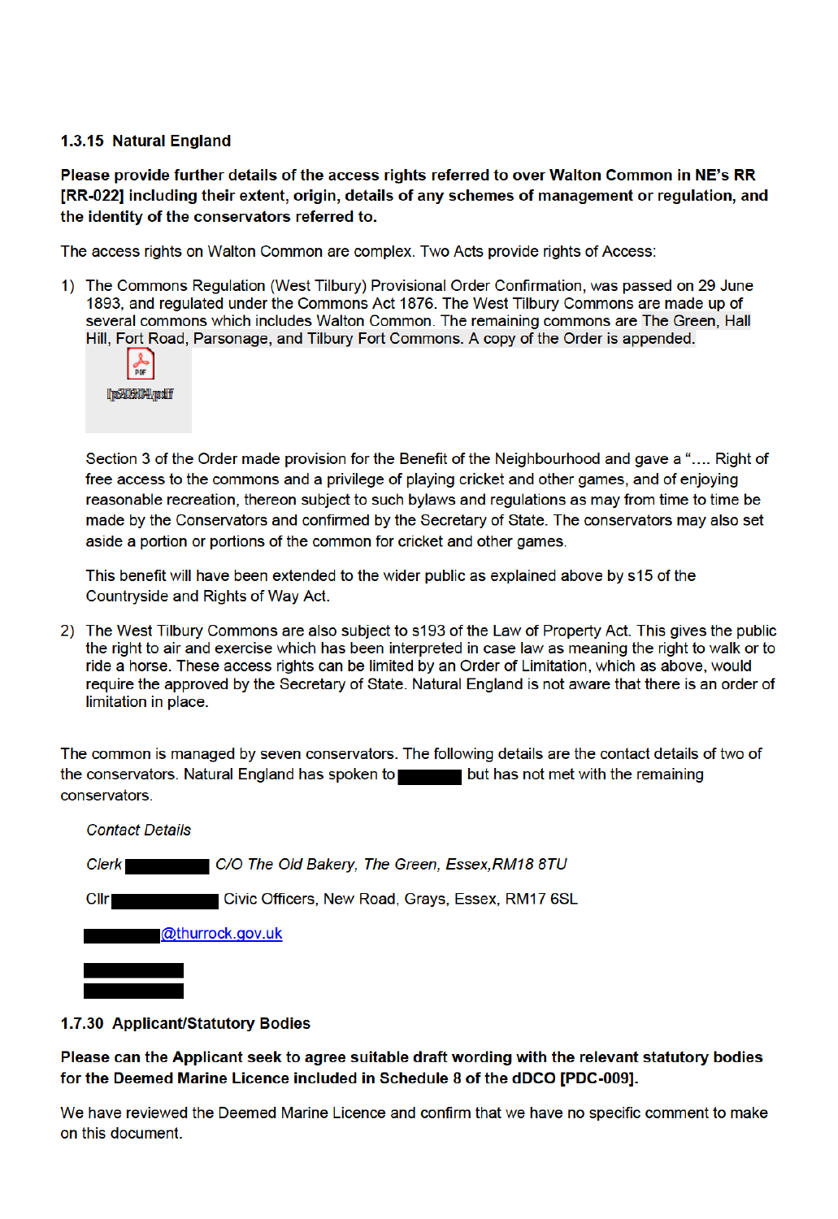### 1.3.15 Natural England

**Please provide further details of the access rights referred to over Walton Common in NE's RR [RR-022] including their extent, origin, details of any schemes of management or regulation, and the identity of the conservators referred to.**

The access rights on Walton Common are complex. Two Acts provide rights of Access:

1) The Commons Regulation (West Tilbury) Provisional Order Confirmation, was passed on 29 June 1893, and regulated under the Commons Act 1876. The West Tilbury Commons are made up of several commons which includes Walton Common. The remaining commons are The Green, Hall Hill, Fort Road, Parsonage, and Tilbury Fort Commons. A copy of the Order is appended.

   [pdf attachment]

   Section 3 of the Order made provision for the Benefit of the Neighbourhood and gave a ".... Right of free access to the commons and a privilege of playing cricket and other games, and of enjoying reasonable recreation, thereon subject to such bylaws and regulations as may from time to time be made by the Conservators and confirmed by the Secretary of State. The conservators may also set aside a portion or portions of the common for cricket and other games.

   This benefit will have been extended to the wider public as explained above by s15 of the Countryside and Rights of Way Act.

2) The West Tilbury Commons are also subject to s193 of the Law of Property Act. This gives the public the right to air and exercise which has been interpreted in case law as meaning the right to walk or to ride a horse. These access rights can be limited by an Order of Limitation, which as above, would require the approved by the Secretary of State. Natural England is not aware that there is an order of limitation in place.

The common is managed by seven conservators. The following details are the contact details of two of the conservators. Natural England has spoken to [REDACTED] but has not met with the remaining conservators.

*Contact Details*

*Clerk [REDACTED] C/O The Old Bakery, The Green, Essex,RM18 8TU*

Cllr [REDACTED] Civic Officers, New Road, Grays, Essex, RM17 6SL

[REDACTED]@thurrock.gov.uk

[REDACTED]

[REDACTED]

### 1.7.30 Applicant/Statutory Bodies

**Please can the Applicant seek to agree suitable draft wording with the relevant statutory bodies for the Deemed Marine Licence included in Schedule 8 of the dDCO [PDC-009].**

We have reviewed the Deemed Marine Licence and confirm that we have no specific comment to make on this document.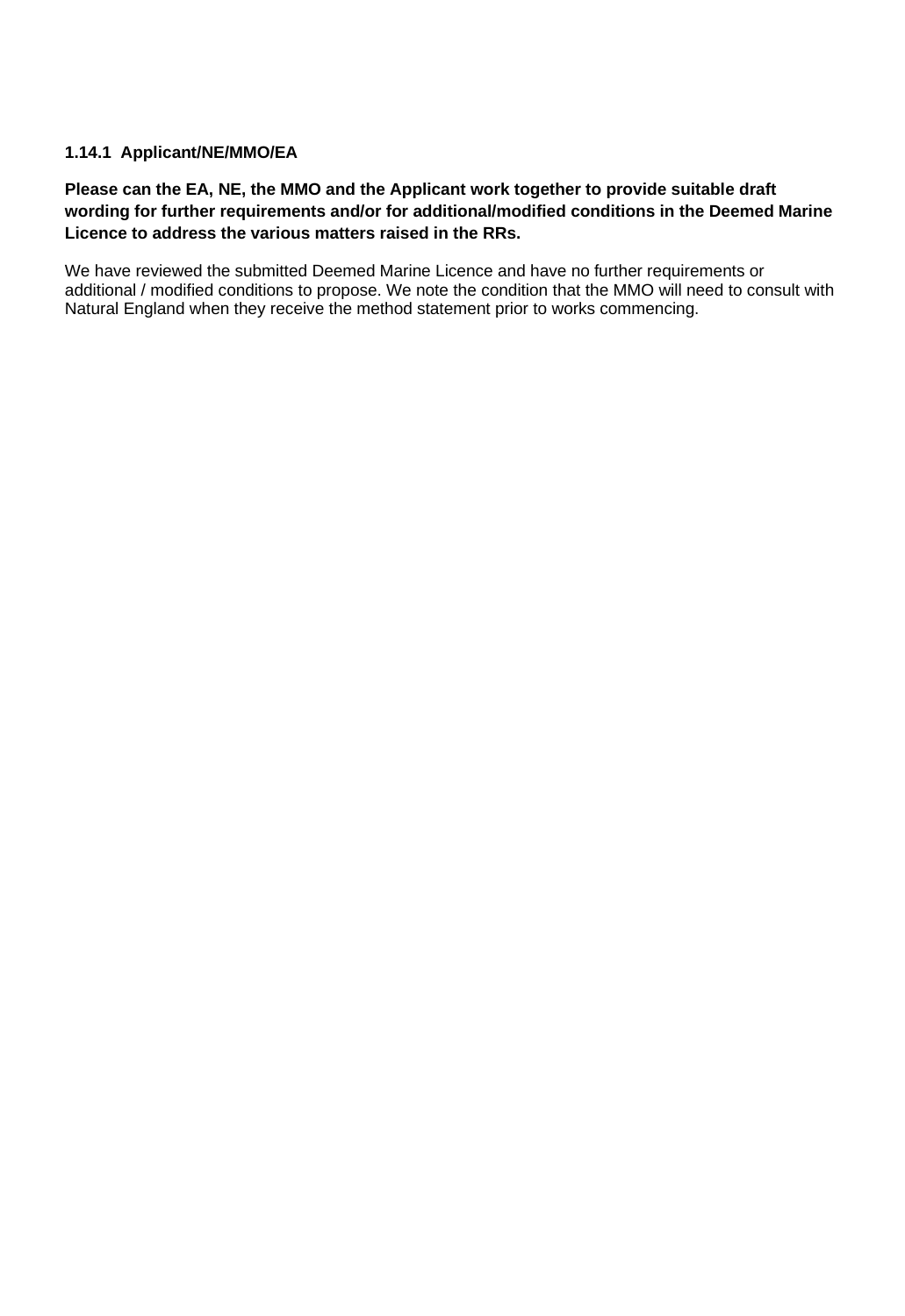**1.14.1 Applicant/NE/MMO/EA**

**Please can the EA, NE, the MMO and the Applicant work together to provide suitable draft wording for further requirements and/or for additional/modified conditions in the Deemed Marine Licence to address the various matters raised in the RRs.**

We have reviewed the submitted Deemed Marine Licence and have no further requirements or additional / modified conditions to propose. We note the condition that the MMO will need to consult with Natural England when they receive the method statement prior to works commencing.